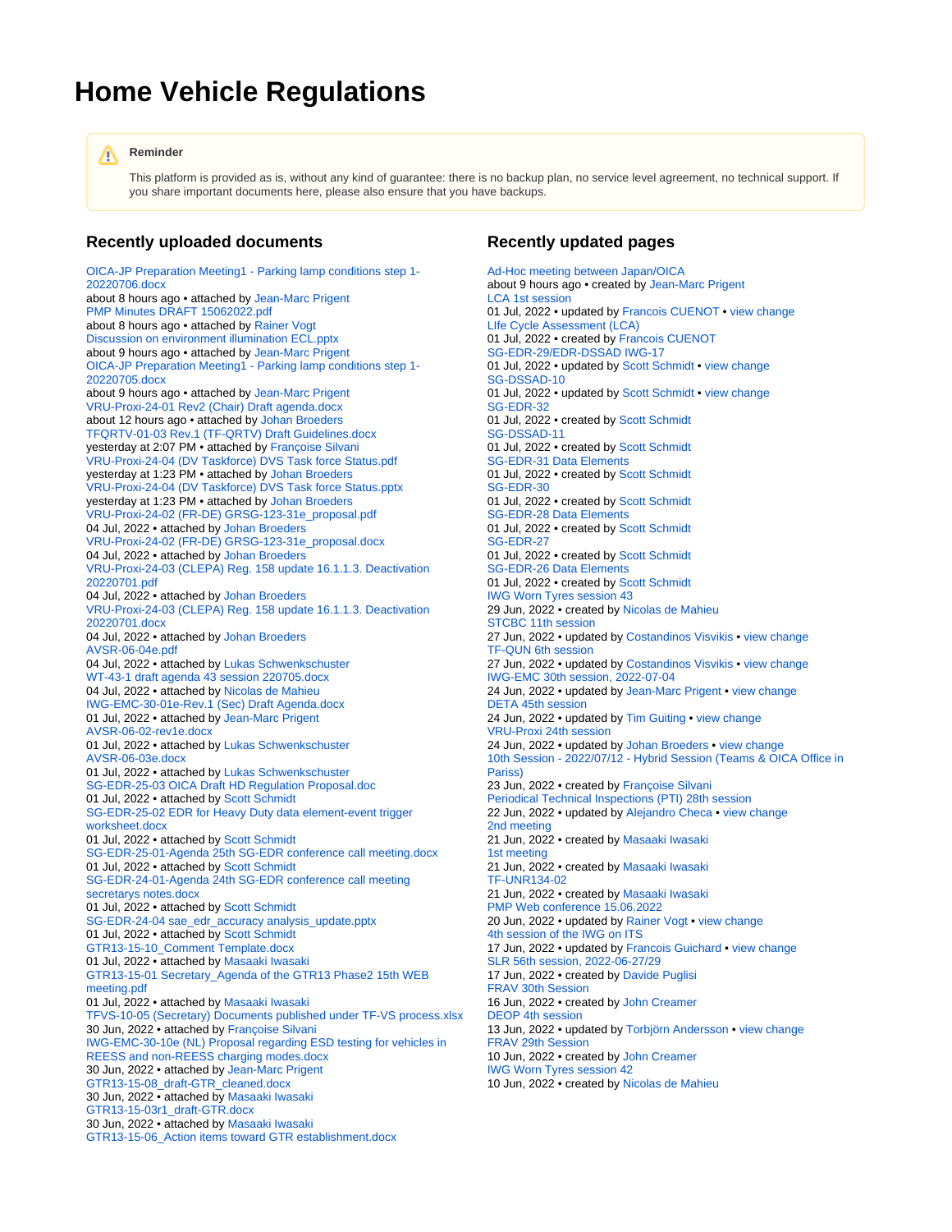# Home Vehicle Regulations

> **Reminder**
>
> This platform is provided as is, without any kind of guarantee: there is no backup plan, no service level agreement, no technical support. If you share important documents here, please also ensure that you have backups.

## Recently uploaded documents

OICA-JP Preparation Meeting1 - Parking lamp conditions step 1-20220706.docx
about 8 hours ago • attached by Jean-Marc Prigent

PMP Minutes DRAFT 15062022.pdf
about 8 hours ago • attached by Rainer Vogt

Discussion on environment illumination ECL.pptx
about 9 hours ago • attached by Jean-Marc Prigent

OICA-JP Preparation Meeting1 - Parking lamp conditions step 1-20220705.docx
about 9 hours ago • attached by Jean-Marc Prigent

VRU-Proxi-24-01 Rev2 (Chair) Draft agenda.docx
about 12 hours ago • attached by Johan Broeders

TFQRTV-01-03 Rev.1 (TF-QRTV) Draft Guidelines.docx
yesterday at 2:07 PM • attached by Françoise Silvani

VRU-Proxi-24-04 (DV Taskforce) DVS Task force Status.pdf
yesterday at 1:23 PM • attached by Johan Broeders

VRU-Proxi-24-04 (DV Taskforce) DVS Task force Status.pptx
yesterday at 1:23 PM • attached by Johan Broeders

VRU-Proxi-24-02 (FR-DE) GRSG-123-31e_proposal.pdf
04 Jul, 2022 • attached by Johan Broeders

VRU-Proxi-24-02 (FR-DE) GRSG-123-31e_proposal.docx
04 Jul, 2022 • attached by Johan Broeders

VRU-Proxi-24-03 (CLEPA) Reg. 158 update 16.1.1.3. Deactivation 20220701.pdf
04 Jul, 2022 • attached by Johan Broeders

VRU-Proxi-24-03 (CLEPA) Reg. 158 update 16.1.1.3. Deactivation 20220701.docx
04 Jul, 2022 • attached by Johan Broeders

AVSR-06-04e.pdf
04 Jul, 2022 • attached by Lukas Schwenkschuster

WT-43-1 draft agenda 43 session 220705.docx
04 Jul, 2022 • attached by Nicolas de Mahieu

IWG-EMC-30-01e-Rev.1 (Sec) Draft Agenda.docx
01 Jul, 2022 • attached by Jean-Marc Prigent

AVSR-06-02-rev1e.docx
01 Jul, 2022 • attached by Lukas Schwenkschuster

AVSR-06-03e.docx
01 Jul, 2022 • attached by Lukas Schwenkschuster

SG-EDR-25-03 OICA Draft HD Regulation Proposal.doc
01 Jul, 2022 • attached by Scott Schmidt

SG-EDR-25-02 EDR for Heavy Duty data element-event trigger worksheet.docx
01 Jul, 2022 • attached by Scott Schmidt

SG-EDR-25-01-Agenda 25th SG-EDR conference call meeting.docx
01 Jul, 2022 • attached by Scott Schmidt

SG-EDR-24-01-Agenda 24th SG-EDR conference call meeting secretarys notes.docx
01 Jul, 2022 • attached by Scott Schmidt

SG-EDR-24-04 sae_edr_accuracy analysis_update.pptx
01 Jul, 2022 • attached by Scott Schmidt

GTR13-15-10_Comment Template.docx
01 Jul, 2022 • attached by Masaaki Iwasaki

GTR13-15-01 Secretary_Agenda of the GTR13 Phase2 15th WEB meeting.pdf
01 Jul, 2022 • attached by Masaaki Iwasaki

TFVS-10-05 (Secretary) Documents published under TF-VS process.xlsx
30 Jun, 2022 • attached by Françoise Silvani

IWG-EMC-30-10e (NL) Proposal regarding ESD testing for vehicles in REESS and non-REESS charging modes.docx
30 Jun, 2022 • attached by Jean-Marc Prigent

GTR13-15-08_draft-GTR_cleaned.docx
30 Jun, 2022 • attached by Masaaki Iwasaki

GTR13-15-03r1_draft-GTR.docx
30 Jun, 2022 • attached by Masaaki Iwasaki

GTR13-15-06_Action items toward GTR establishment.docx

## Recently updated pages

Ad-Hoc meeting between Japan/OICA
about 9 hours ago • created by Jean-Marc Prigent

LCA 1st session
01 Jul, 2022 • updated by Francois CUENOT • view change

LIfe Cycle Assessment (LCA)
01 Jul, 2022 • created by Francois CUENOT

SG-EDR-29/EDR-DSSAD IWG-17
01 Jul, 2022 • updated by Scott Schmidt • view change

SG-DSSAD-10
01 Jul, 2022 • updated by Scott Schmidt • view change

SG-EDR-32
01 Jul, 2022 • created by Scott Schmidt

SG-DSSAD-11
01 Jul, 2022 • created by Scott Schmidt

SG-EDR-31 Data Elements
01 Jul, 2022 • created by Scott Schmidt

SG-EDR-30
01 Jul, 2022 • created by Scott Schmidt

SG-EDR-28 Data Elements
01 Jul, 2022 • created by Scott Schmidt

SG-EDR-27
01 Jul, 2022 • created by Scott Schmidt

SG-EDR-26 Data Elements
01 Jul, 2022 • created by Scott Schmidt

IWG Worn Tyres session 43
29 Jun, 2022 • created by Nicolas de Mahieu

STCBC 11th session
27 Jun, 2022 • updated by Costandinos Visvikis • view change

TF-QUN 6th session
27 Jun, 2022 • updated by Costandinos Visvikis • view change

IWG-EMC 30th session, 2022-07-04
24 Jun, 2022 • updated by Jean-Marc Prigent • view change

DETA 45th session
24 Jun, 2022 • updated by Tim Guiting • view change

VRU-Proxi 24th session
24 Jun, 2022 • updated by Johan Broeders • view change

10th Session - 2022/07/12 - Hybrid Session (Teams & OICA Office in Pariss)
23 Jun, 2022 • created by Françoise Silvani

Periodical Technical Inspections (PTI) 28th session
22 Jun, 2022 • updated by Alejandro Checa • view change

2nd meeting
21 Jun, 2022 • created by Masaaki Iwasaki

1st meeting
21 Jun, 2022 • created by Masaaki Iwasaki

TF-UNR134-02
21 Jun, 2022 • created by Masaaki Iwasaki

PMP Web conference 15.06.2022
20 Jun, 2022 • updated by Rainer Vogt • view change

4th session of the IWG on ITS
17 Jun, 2022 • updated by Francois Guichard • view change

SLR 56th session, 2022-06-27/29
17 Jun, 2022 • created by Davide Puglisi

FRAV 30th Session
16 Jun, 2022 • created by John Creamer

DEOP 4th session
13 Jun, 2022 • updated by Torbjörn Andersson • view change

FRAV 29th Session
10 Jun, 2022 • created by John Creamer

IWG Worn Tyres session 42
10 Jun, 2022 • created by Nicolas de Mahieu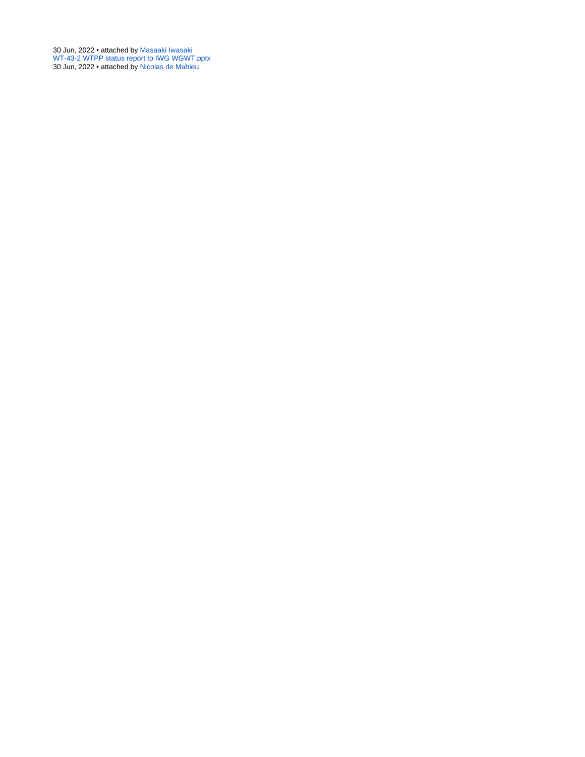30 Jun, 2022 • attached by Masaaki Iwasaki
WT-43-2 WTPP status report to IWG WGWT.pptx
30 Jun, 2022 • attached by Nicolas de Mahieu